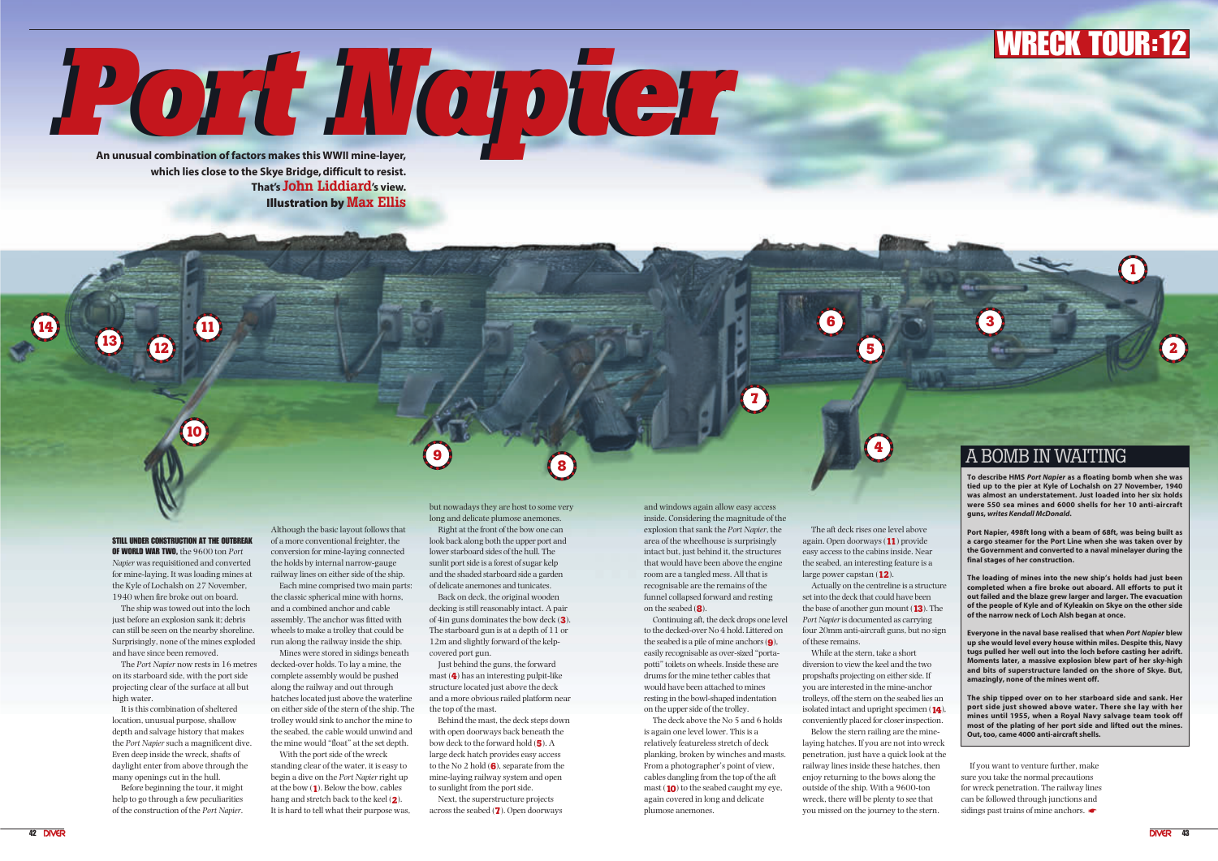# Port Napier

**An unusual combination of factors makes this WWII mine-layer, which lies close to the Skye Bridge, difficult to resist. That's John Liddiard's view. Illustration by Max Ellis**

## WRECK TOUR:12

**STILL UNDER CONSTRUCTION AT THE OUTBREAK OF WORLD WAR TWO,** the 9600 ton *Port Napier* was requisitioned and converted for mine-laying. It was loading mines at the Kyle of Lochalsh on 27 November, 1940 when fire broke out on board.

The ship was towed out into the loch just before an explosion sank it; debris can still be seen on the nearby shoreline. Surprisingly, none of the mines exploded and have since been removed.

The *Port Napier* now rests in 16 metres on its starboard side, with the port side projecting clear of the surface at all but high water.

It is this combination of sheltered location, unusual purpose, shallow depth and salvage history that makes the *Port Napier* such a magnificent dive. Even deep inside the wreck, shafts of daylight enter from above through the many openings cut in the hull.

Before beginning the tour, it might help to go through a few peculiarities of the construction of the *Port Napier*.

Although the basic layout follows that of a more conventional freighter, the conversion for mine-laying connected the holds by internal narrow-gauge railway lines on either side of the ship.

Each mine comprised two main parts: the classic spherical mine with horns, and a combined anchor and cable assembly. The anchor was fitted with wheels to make a trolley that could be run along the railway inside the ship.

Mines were stored in sidings beneath decked-over holds. To lay a mine, the complete assembly would be pushed along the railway and out through hatches located just above the waterline on either side of the stern of the ship. The trolley would sink to anchor the mine to the seabed, the cable would unwind and the mine would "float" at the set depth.

With the port side of the wreck standing clear of the water, it is easy to begin a dive on the *Port Napier* right up at the bow (**1**). Below the bow, cables hang and stretch back to the keel (**2**). It is hard to tell what their purpose was, but nowadays they are host to some very long and delicate plumose anemones.

Right at the front of the bow one can look back along both the upper port and lower starboard sides of the hull. The sunlit port side is a forest of sugar kelp and the shaded starboard side a garden of delicate anemones and tunicates.

Back on deck, the original wooden decking is still reasonably intact. A pair of 4in guns dominates the bow deck (**3**). The starboard gun is at a depth of 11 or 12m and slightly forward of the kelp-covered port gun.

Just behind the guns, the forward mast (**4**) has an interesting pulpit-like structure located just above the deck and a more obvious railed platform near the top of the mast.

Behind the mast, the deck steps down with open doorways back beneath the bow deck to the forward hold (**5**). A large deck hatch provides easy access to the No 2 hold (**6**), separate from the mine-laying railway system and open to sunlight from the port side.

Next, the superstructure projects across the seabed (**7**). Open doorways and windows again allow easy access inside. Considering the magnitude of the explosion that sank the *Port Napier*, the area of the wheelhouse is surprisingly intact but, just behind it, the structures that would have been above the engine room are a tangled mess. All that is recognisable are the remains of the funnel collapsed forward and resting on the seabed (**8**).

Continuing aft, the deck drops one level to the decked-over No 4 hold. Littered on the seabed is a pile of mine anchors (**9**), easily recognisable as over-sized "porta-potti" toilets on wheels. Inside these are drums for the mine tether cables that would have been attached to mines resting in the bowl-shaped indentation on the upper side of the trolley.

The deck above the No 5 and 6 holds is again one level lower. This is a relatively featureless stretch of deck planking, broken by winches and masts. From a photographer's point of view, cables dangling from the top of the aft mast (**10**) to the seabed caught my eye, again covered in long and delicate plumose anemones.

The aft deck rises one level above again. Open doorways (**11**) provide easy access to the cabins inside. Near the seabed, an interesting feature is a large power capstan (**12**).

Actually on the centreline is a structure set into the deck that could have been the base of another gun mount (**13**). The *Port Napier* is documented as carrying four 20mm anti-aircraft guns, but no sign of these remains.

While at the stern, take a short diversion to view the keel and the two propshafts projecting on either side. If you are interested in the mine-anchor trolleys, off the stern on the seabed lies an isolated intact and upright specimen (**14**), conveniently placed for closer inspection.

Below the stern railing are the mine-laying hatches. If you are not into wreck penetration, just have a quick look at the railway lines inside these hatches, then enjoy returning to the bows along the outside of the ship. With a 9600-ton wreck, there will be plenty to see that you missed on the journey to the stern.

If you want to venture further, make sure you take the normal precautions for wreck penetration. The railway lines can be followed through junctions and sidings past trains of mine anchors.

## A BOMB IN WAITING

**To describe HMS *Port Napier* as a floating bomb when she was tied up to the pier at Kyle of Lochalsh on 27 November, 1940 was almost an understatement. Just loaded into her six holds were 550 sea mines and 6000 shells for her 10 anti-aircraft guns, *writes Kendall McDonald*.**

**Port Napier, 498ft long with a beam of 68ft, was being built as a cargo steamer for the Port Line when she was taken over by the Government and converted to a naval minelayer during the final stages of her construction.**

**The loading of mines into the new ship's holds had just been completed when a fire broke out aboard. All efforts to put it out failed and the blaze grew larger and larger. The evacuation of the people of Kyle and of Kyleakin on Skye on the other side of the narrow neck of Loch Alsh began at once.**

**Everyone in the naval base realised that when *Port Napier* blew up she would level every house within miles. Despite this, Navy tugs pulled her well out into the loch before casting her adrift. Moments later, a massive explosion blew part of her sky-high and bits of superstructure landed on the shore of Skye. But, amazingly, none of the mines went off.**

**The ship tipped over on to her starboard side and sank. Her port side just showed above water. There she lay with her mines until 1955, when a Royal Navy salvage team took off most of the plating of her port side and lifted out the mines. Out, too, came 4000 anti-aircraft shells.**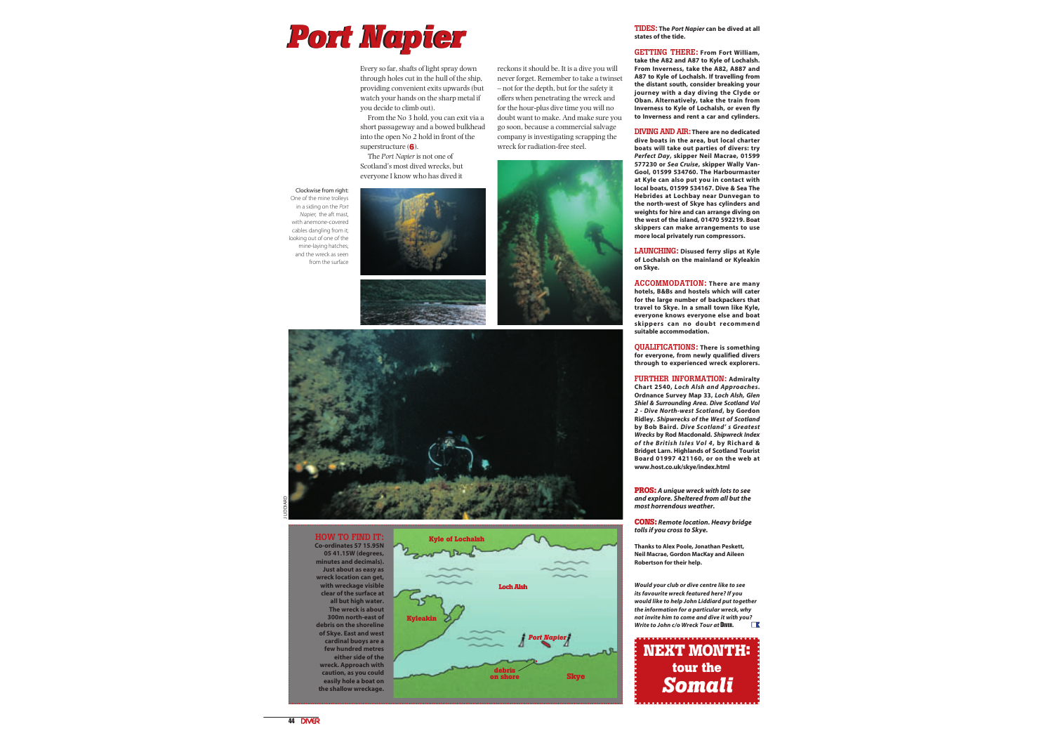# Port Napier

Every so far, shafts of light spray down through holes cut in the hull of the ship, providing convenient exits upwards (but watch your hands on the sharp metal if you decide to climb out).

From the No 3 hold, you can exit via a short passageway and a bowed bulkhead into the open No 2 hold in front of the superstructure (**6**).

The *Port Napier* is not one of Scotland's most dived wrecks, but everyone I know who has dived it reckons it should be. It is a dive you will never forget. Remember to take a twinset – not for the depth, but for the safety it offers when penetrating the wreck and for the hour-plus dive time you will no doubt want to make. And make sure you go soon, because a commercial salvage company is investigating scrapping the wreck for radiation-free steel.

Clockwise from right: One of the mine trolleys in a siding on the *Port Napier*; the aft mast, with anemone-covered cables dangling from it; looking out of one of the mine-laying hatches, and the wreck as seen from the surface

**HOW TO FIND IT:** Co-ordinates 57 15.95N 05 41.15W (degrees, minutes and decimals). Just about as easy as wreck location can get, with wreckage visible clear of the surface at all but high water. The wreck is about 300m north-east of debris on the shoreline of Skye. East and west cardinal buoys are a few hundred metres either side of the wreck. Approach with caution, as you could easily hole a boat on the shallow wreckage.

Kyle of Lochalsh
Loch Alsh
Kyleakin
Port Napier
debris on shore
Skye

**TIDES:** The *Port Napier* can be dived at all states of the tide.

**GETTING THERE:** From Fort William, take the A82 and A87 to Kyle of Lochalsh. From Inverness, take the A82, A887 and A87 to Kyle of Lochalsh. If travelling from the distant south, consider breaking your journey with a day diving the Clyde or Oban. Alternatively, take the train from Inverness to Kyle of Lochalsh, or even fly to Inverness and rent a car and cylinders.

**DIVING AND AIR:** There are no dedicated dive boats in the area, but local charter boats will take out parties of divers: try *Perfect Day*, skipper Neil Macrae, 01599 577230 or *Sea Cruise*, skipper Wally Van-Gool, 01599 534760. The Harbourmaster at Kyle can also put you in contact with local boats, 01599 534167. Dive & Sea The Hebrides at Lochbay near Dunvegan to the north-west of Skye has cylinders and weights for hire and can arrange diving on the west of the island, 01470 592219. Boat skippers can make arrangements to use more local privately run compressors.

**LAUNCHING:** Disused ferry slips at Kyle of Lochalsh on the mainland or Kyleakin on Skye.

**ACCOMMODATION:** There are many hotels, B&Bs and hostels which will cater for the large number of backpackers that travel to Skye. In a small town like Kyle, everyone knows everyone else and boat skippers can no doubt recommend suitable accommodation.

**QUALIFICATIONS:** There is something for everyone, from newly qualified divers through to experienced wreck explorers.

**FURTHER INFORMATION:** Admiralty Chart 2540, *Loch Alsh and Approaches*. Ordnance Survey Map 33, *Loch Alsh, Glen Shiel & Surrounding Area*. *Dive Scotland Vol 2 - Dive North-west Scotland*, by Gordon Ridley. *Shipwrecks of the West of Scotland* by Bob Baird. *Dive Scotland's Greatest Wrecks* by Rod Macdonald. *Shipwreck Index of the British Isles Vol 4*, by Richard & Bridget Larn. Highlands of Scotland Tourist Board 01997 421160, or on the web at www.host.co.uk/skye/index.html

**PROS:** *A unique wreck with lots to see and explore. Sheltered from all but the most horrendous weather.*

**CONS:** *Remote location. Heavy bridge tolls if you cross to Skye.*

Thanks to Alex Poole, Jonathan Peskett, Neil Macrae, Gordon MacKay and Aileen Robertson for their help.

*Would your club or dive centre like to see its favourite wreck featured here? If you would like to help John Liddiard put together the information for a particular wreck, why not invite him to come and dive it with you? Write to John c/o Wreck Tour at DIVER.*

**NEXT MONTH: tour the *Somali***